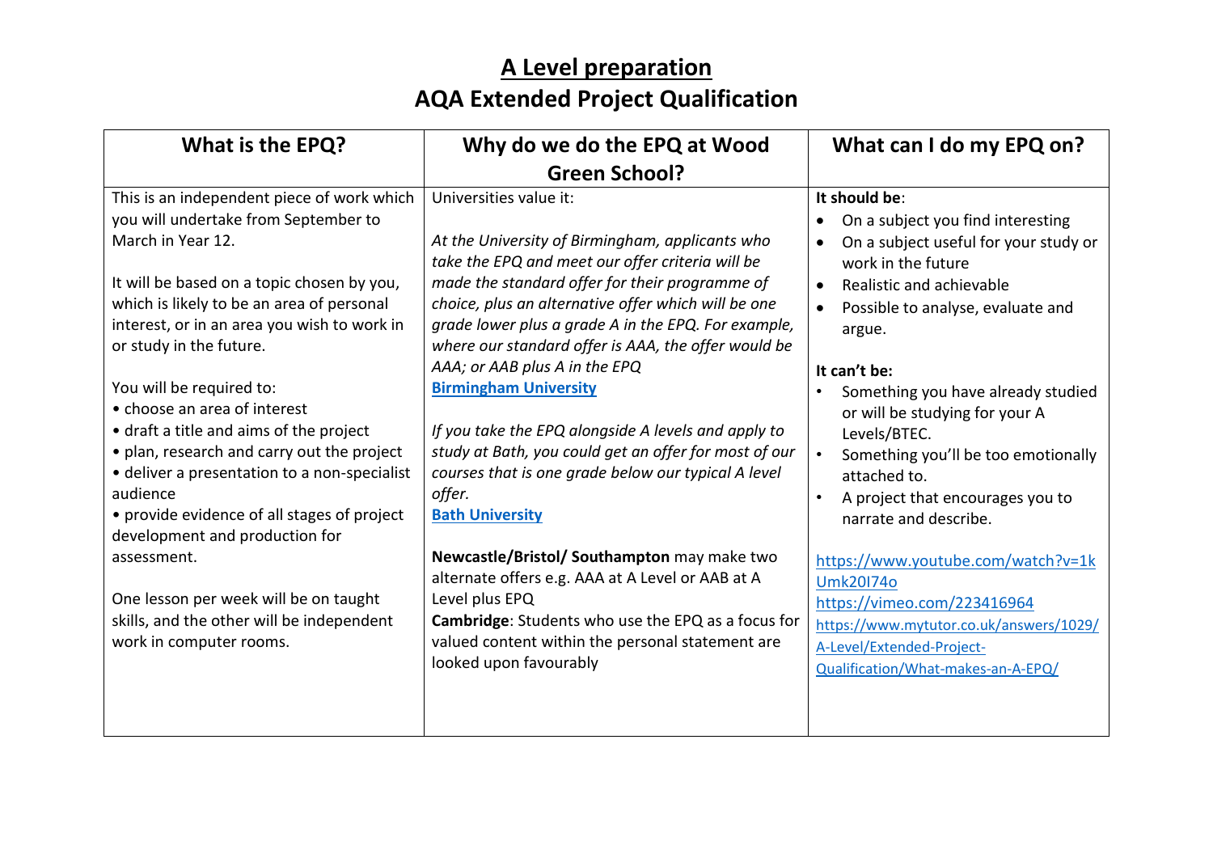# A Level preparation

# AQA Extended Project Qualification

| What is the EPQ? | Why do we do the EPQ at Wood Green School? | What can I do my EPQ on? |
|---|---|---|
| This is an independent piece of work which you will undertake from September to March in Year 12.<br><br>It will be based on a topic chosen by you, which is likely to be an area of personal interest, or in an area you wish to work in or study in the future.<br><br>You will be required to:<br>• choose an area of interest<br>• draft a title and aims of the project<br>• plan, research and carry out the project<br>• deliver a presentation to a non-specialist audience<br>• provide evidence of all stages of project development and production for assessment.<br><br>One lesson per week will be on taught skills, and the other will be independent work in computer rooms. | Universities value it:<br><br>*At the University of Birmingham, applicants who take the EPQ and meet our offer criteria will be made the standard offer for their programme of choice, plus an alternative offer which will be one grade lower plus a grade A in the EPQ. For example, where our standard offer is AAA, the offer would be AAA; or AAB plus A in the EPQ*<br>**Birmingham University**<br><br>*If you take the EPQ alongside A levels and apply to study at Bath, you could get an offer for most of our courses that is one grade below our typical A level offer.*<br>**Bath University**<br><br>**Newcastle/Bristol/ Southampton** may make two alternate offers e.g. AAA at A Level or AAB at A Level plus EPQ<br>**Cambridge**: Students who use the EPQ as a focus for valued content within the personal statement are looked upon favourably | **It should be**:<br>• On a subject you find interesting<br>• On a subject useful for your study or work in the future<br>• Realistic and achievable<br>• Possible to analyse, evaluate and argue.<br><br>**It can't be:**<br>• Something you have already studied or will be studying for your A Levels/BTEC.<br>• Something you'll be too emotionally attached to.<br>• A project that encourages you to narrate and describe.<br><br>https://www.youtube.com/watch?v=1kUmk20I74o<br>https://vimeo.com/223416964<br>https://www.mytutor.co.uk/answers/1029/A-Level/Extended-Project-Qualification/What-makes-an-A-EPQ/ |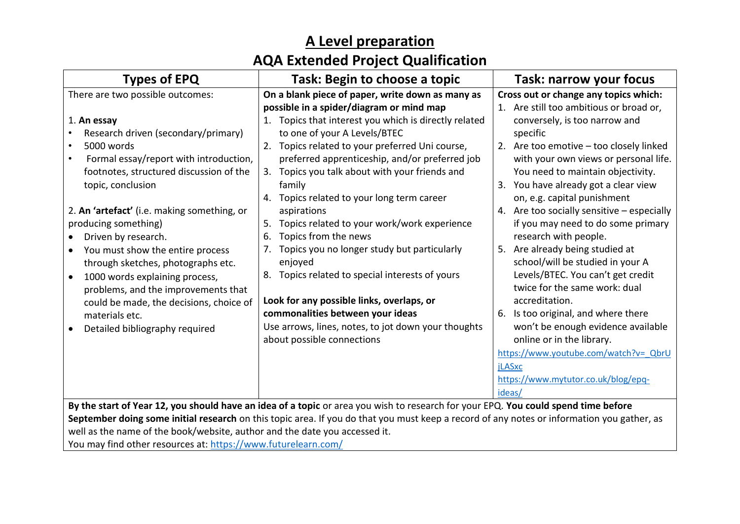# A Level preparation

## AQA Extended Project Qualification

| Types of EPQ | Task: Begin to choose a topic | Task: narrow your focus |
|---|---|---|
| There are two possible outcomes:<br><br>1. **An essay**<br>• Research driven (secondary/primary)<br>• 5000 words<br>• Formal essay/report with introduction, footnotes, structured discussion of the topic, conclusion<br><br>2. **An 'artefact'** (i.e. making something, or producing something)<br>• Driven by research.<br>• You must show the entire process through sketches, photographs etc.<br>• 1000 words explaining process, problems, and the improvements that could be made, the decisions, choice of materials etc.<br>• Detailed bibliography required | **On a blank piece of paper, write down as many as possible in a spider/diagram or mind map**<br>1. Topics that interest you which is directly related to one of your A Levels/BTEC<br>2. Topics related to your preferred Uni course, preferred apprenticeship, and/or preferred job<br>3. Topics you talk about with your friends and family<br>4. Topics related to your long term career aspirations<br>5. Topics related to your work/work experience<br>6. Topics from the news<br>7. Topics you no longer study but particularly enjoyed<br>8. Topics related to special interests of yours<br><br>**Look for any possible links, overlaps, or commonalities between your ideas**<br>Use arrows, lines, notes, to jot down your thoughts about possible connections | **Cross out or change any topics which:**<br>1. Are still too ambitious or broad or, conversely, is too narrow and specific<br>2. Are too emotive – too closely linked with your own views or personal life. You need to maintain objectivity.<br>3. You have already got a clear view on, e.g. capital punishment<br>4. Are too socially sensitive – especially if you may need to do some primary research with people.<br>5. Are already being studied at school/will be studied in your A Levels/BTEC. You can't get credit twice for the same work: dual accreditation.<br>6. Is too original, and where there won't be enough evidence available online or in the library.<br>https://www.youtube.com/watch?v=_QbrUjLASxc<br>https://www.mytutor.co.uk/blog/epq-ideas/ |

**By the start of Year 12, you should have an idea of a topic** or area you wish to research for your EPQ. **You could spend time before September doing some initial research** on this topic area. If you do that you must keep a record of any notes or information you gather, as well as the name of the book/website, author and the date you accessed it.

You may find other resources at: https://www.futurelearn.com/